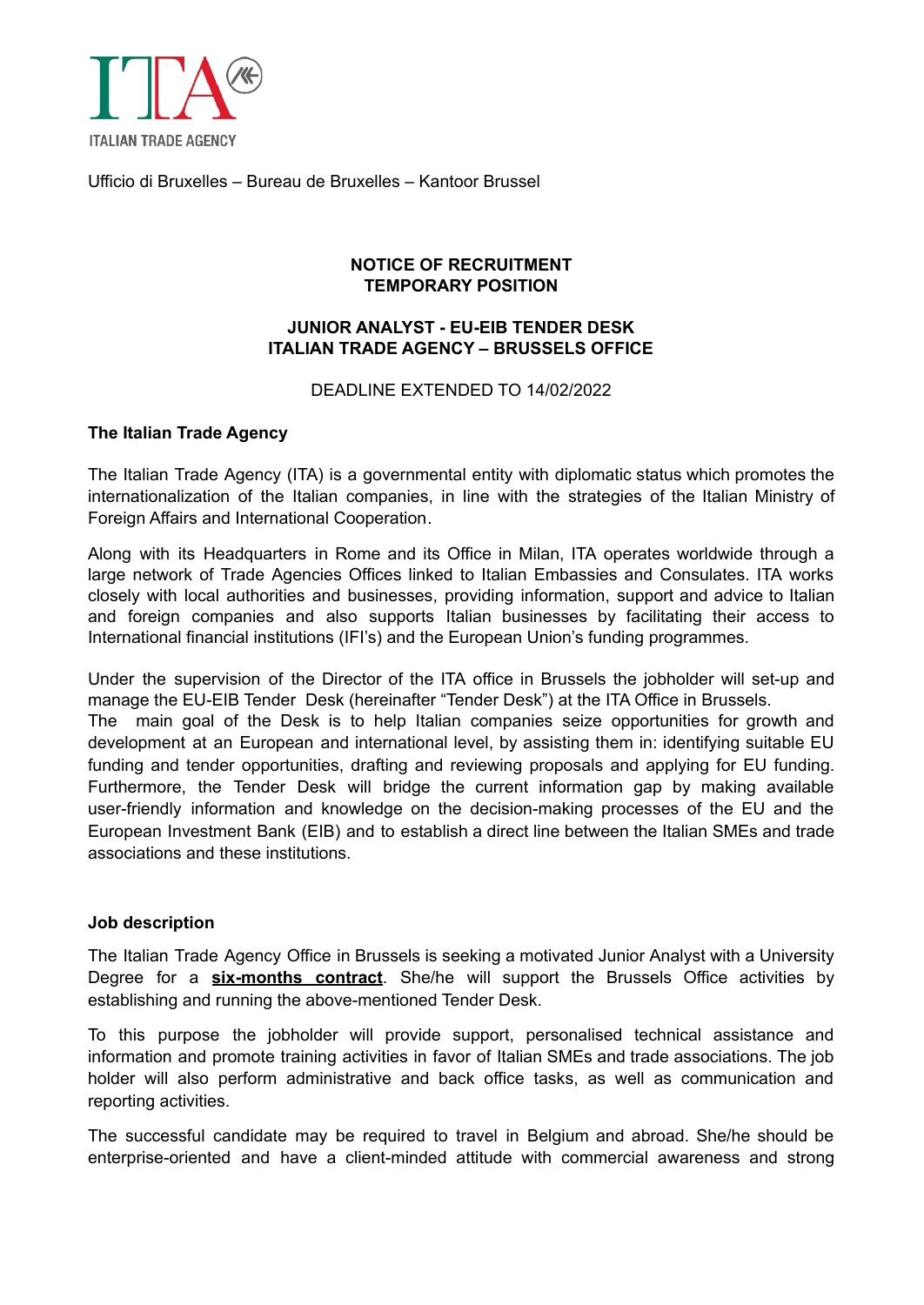ITALIAN TRADE AGENCY

Ufficio di Bruxelles – Bureau de Bruxelles – Kantoor Brussel

**NOTICE OF RECRUITMENT**
**TEMPORARY POSITION**

**JUNIOR ANALYST - EU-EIB TENDER DESK**
**ITALIAN TRADE AGENCY – BRUSSELS OFFICE**

DEADLINE EXTENDED TO 14/02/2022

## The Italian Trade Agency

The Italian Trade Agency (ITA) is a governmental entity with diplomatic status which promotes the internationalization of the Italian companies, in line with the strategies of the Italian Ministry of Foreign Affairs and International Cooperation.

Along with its Headquarters in Rome and its Office in Milan, ITA operates worldwide through a large network of Trade Agencies Offices linked to Italian Embassies and Consulates. ITA works closely with local authorities and businesses, providing information, support and advice to Italian and foreign companies and also supports Italian businesses by facilitating their access to International financial institutions (IFI's) and the European Union's funding programmes.

Under the supervision of the Director of the ITA office in Brussels the jobholder will set-up and manage the EU-EIB Tender Desk (hereinafter "Tender Desk") at the ITA Office in Brussels.
The main goal of the Desk is to help Italian companies seize opportunities for growth and development at an European and international level, by assisting them in: identifying suitable EU funding and tender opportunities, drafting and reviewing proposals and applying for EU funding. Furthermore, the Tender Desk will bridge the current information gap by making available user-friendly information and knowledge on the decision-making processes of the EU and the European Investment Bank (EIB) and to establish a direct line between the Italian SMEs and trade associations and these institutions.

## Job description

The Italian Trade Agency Office in Brussels is seeking a motivated Junior Analyst with a University Degree for a **six-months contract**. She/he will support the Brussels Office activities by establishing and running the above-mentioned Tender Desk.

To this purpose the jobholder will provide support, personalised technical assistance and information and promote training activities in favor of Italian SMEs and trade associations. The job holder will also perform administrative and back office tasks, as well as communication and reporting activities.

The successful candidate may be required to travel in Belgium and abroad. She/he should be enterprise-oriented and have a client-minded attitude with commercial awareness and strong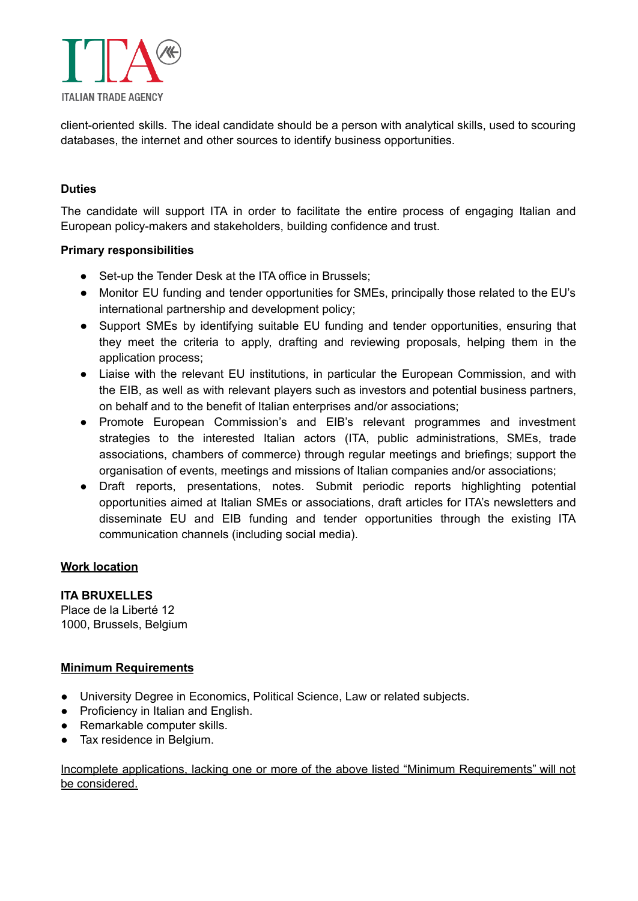client-oriented skills. The ideal candidate should be a person with analytical skills, used to scouring databases, the internet and other sources to identify business opportunities.

**Duties**

The candidate will support ITA in order to facilitate the entire process of engaging Italian and European policy-makers and stakeholders, building confidence and trust.

**Primary responsibilities**

- Set-up the Tender Desk at the ITA office in Brussels;
- Monitor EU funding and tender opportunities for SMEs, principally those related to the EU's international partnership and development policy;
- Support SMEs by identifying suitable EU funding and tender opportunities, ensuring that they meet the criteria to apply, drafting and reviewing proposals, helping them in the application process;
- Liaise with the relevant EU institutions, in particular the European Commission, and with the EIB, as well as with relevant players such as investors and potential business partners, on behalf and to the benefit of Italian enterprises and/or associations;
- Promote European Commission's and EIB's relevant programmes and investment strategies to the interested Italian actors (ITA, public administrations, SMEs, trade associations, chambers of commerce) through regular meetings and briefings; support the organisation of events, meetings and missions of Italian companies and/or associations;
- Draft reports, presentations, notes. Submit periodic reports highlighting potential opportunities aimed at Italian SMEs or associations, draft articles for ITA's newsletters and disseminate EU and EIB funding and tender opportunities through the existing ITA communication channels (including social media).

**Work location**

**ITA BRUXELLES**
Place de la Liberté 12
1000, Brussels, Belgium

**Minimum Requirements**

- University Degree in Economics, Political Science, Law or related subjects.
- Proficiency in Italian and English.
- Remarkable computer skills.
- Tax residence in Belgium.

Incomplete applications, lacking one or more of the above listed "Minimum Requirements" will not be considered.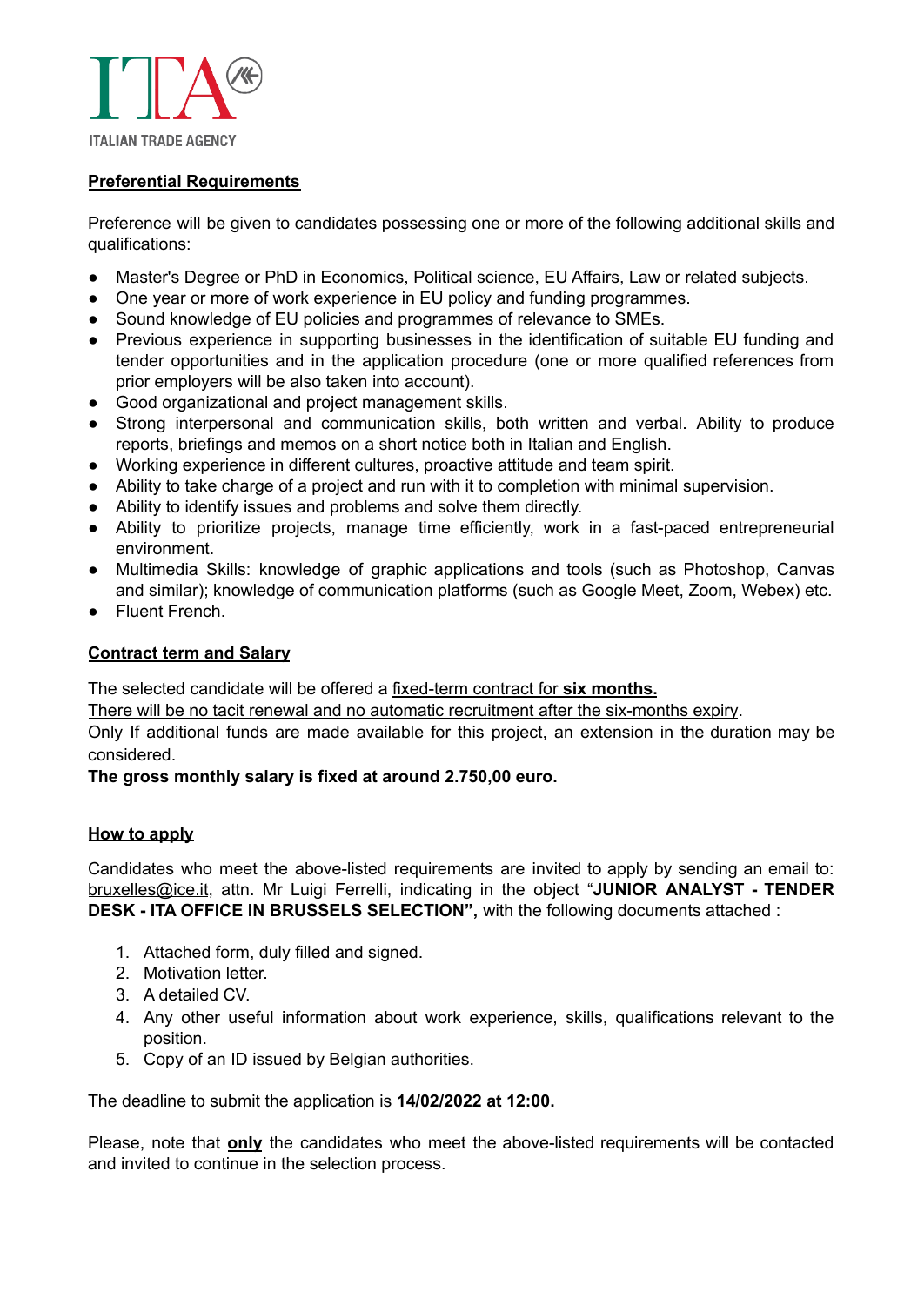## Preferential Requirements

Preference will be given to candidates possessing one or more of the following additional skills and qualifications:

- Master's Degree or PhD in Economics, Political science, EU Affairs, Law or related subjects.
- One year or more of work experience in EU policy and funding programmes.
- Sound knowledge of EU policies and programmes of relevance to SMEs.
- Previous experience in supporting businesses in the identification of suitable EU funding and tender opportunities and in the application procedure (one or more qualified references from prior employers will be also taken into account).
- Good organizational and project management skills.
- Strong interpersonal and communication skills, both written and verbal. Ability to produce reports, briefings and memos on a short notice both in Italian and English.
- Working experience in different cultures, proactive attitude and team spirit.
- Ability to take charge of a project and run with it to completion with minimal supervision.
- Ability to identify issues and problems and solve them directly.
- Ability to prioritize projects, manage time efficiently, work in a fast-paced entrepreneurial environment.
- Multimedia Skills: knowledge of graphic applications and tools (such as Photoshop, Canvas and similar); knowledge of communication platforms (such as Google Meet, Zoom, Webex) etc.
- Fluent French.

## Contract term and Salary

The selected candidate will be offered a fixed-term contract for **six months.**
There will be no tacit renewal and no automatic recruitment after the six-months expiry.
Only If additional funds are made available for this project, an extension in the duration may be considered.
**The gross monthly salary is fixed at around 2.750,00 euro.**

## How to apply

Candidates who meet the above-listed requirements are invited to apply by sending an email to: bruxelles@ice.it, attn. Mr Luigi Ferrelli, indicating in the object "**JUNIOR ANALYST - TENDER DESK - ITA OFFICE IN BRUSSELS SELECTION",** with the following documents attached :

1. Attached form, duly filled and signed.
2. Motivation letter.
3. A detailed CV.
4. Any other useful information about work experience, skills, qualifications relevant to the position.
5. Copy of an ID issued by Belgian authorities.

The deadline to submit the application is **14/02/2022 at 12:00.**

Please, note that **only** the candidates who meet the above-listed requirements will be contacted and invited to continue in the selection process.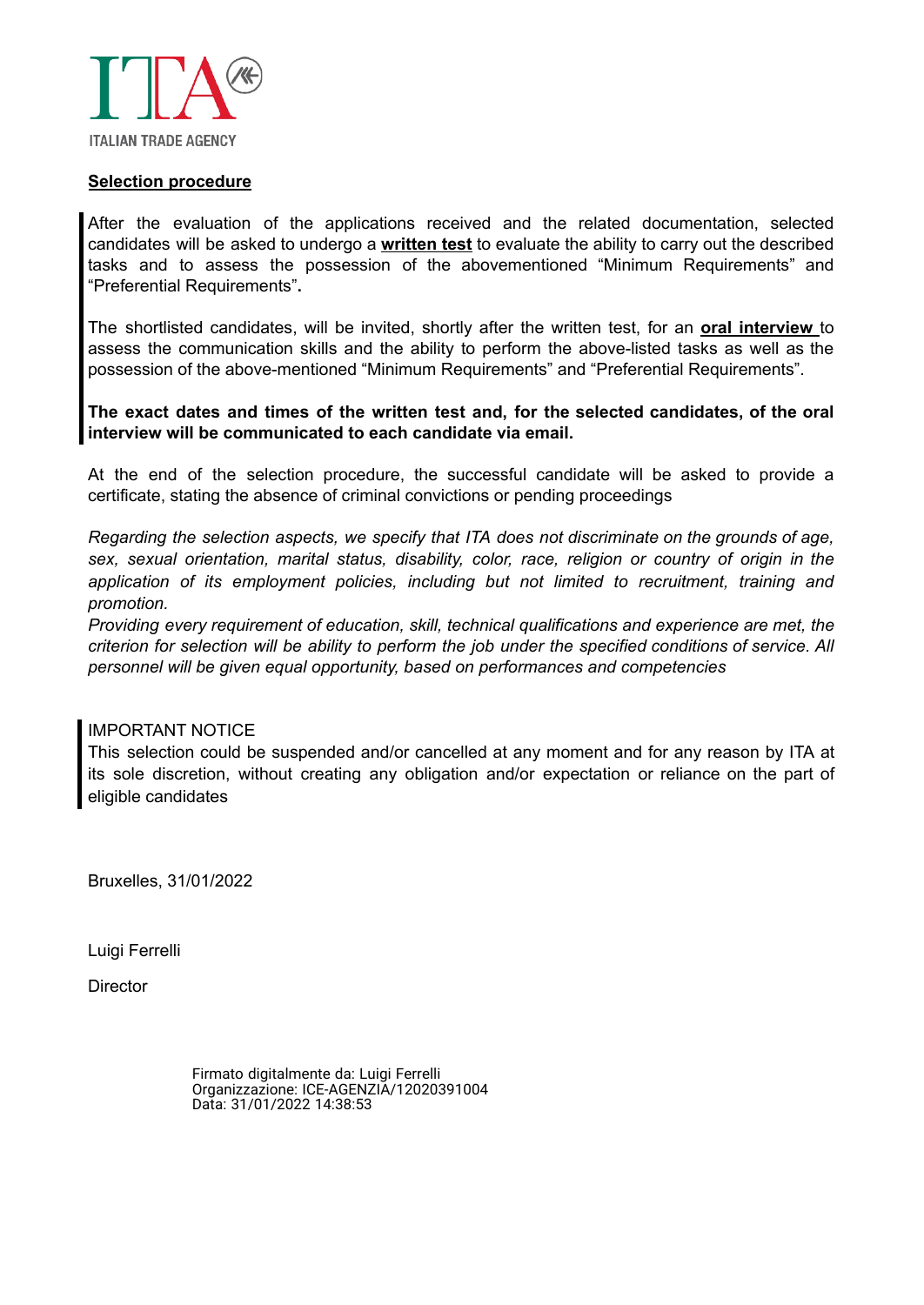**<u>Selection procedure</u>**

After the evaluation of the applications received and the related documentation, selected candidates will be asked to undergo a **<u>written test</u>** to evaluate the ability to carry out the described tasks and to assess the possession of the abovementioned "Minimum Requirements" and "Preferential Requirements"**.**

The shortlisted candidates, will be invited, shortly after the written test, for an **<u>oral interview</u>** to assess the communication skills and the ability to perform the above-listed tasks as well as the possession of the above-mentioned "Minimum Requirements" and "Preferential Requirements".

**The exact dates and times of the written test and, for the selected candidates, of the oral interview will be communicated to each candidate via email.**

At the end of the selection procedure, the successful candidate will be asked to provide a certificate, stating the absence of criminal convictions or pending proceedings

*Regarding the selection aspects, we specify that ITA does not discriminate on the grounds of age, sex, sexual orientation, marital status, disability, color, race, religion or country of origin in the application of its employment policies, including but not limited to recruitment, training and promotion.*

*Providing every requirement of education, skill, technical qualifications and experience are met, the criterion for selection will be ability to perform the job under the specified conditions of service. All personnel will be given equal opportunity, based on performances and competencies*

IMPORTANT NOTICE

This selection could be suspended and/or cancelled at any moment and for any reason by ITA at its sole discretion, without creating any obligation and/or expectation or reliance on the part of eligible candidates

Bruxelles, 31/01/2022

Luigi Ferrelli

Director

Firmato digitalmente da: Luigi Ferrelli
Organizzazione: ICE-AGENZIA/12020391004
Data: 31/01/2022 14:38:53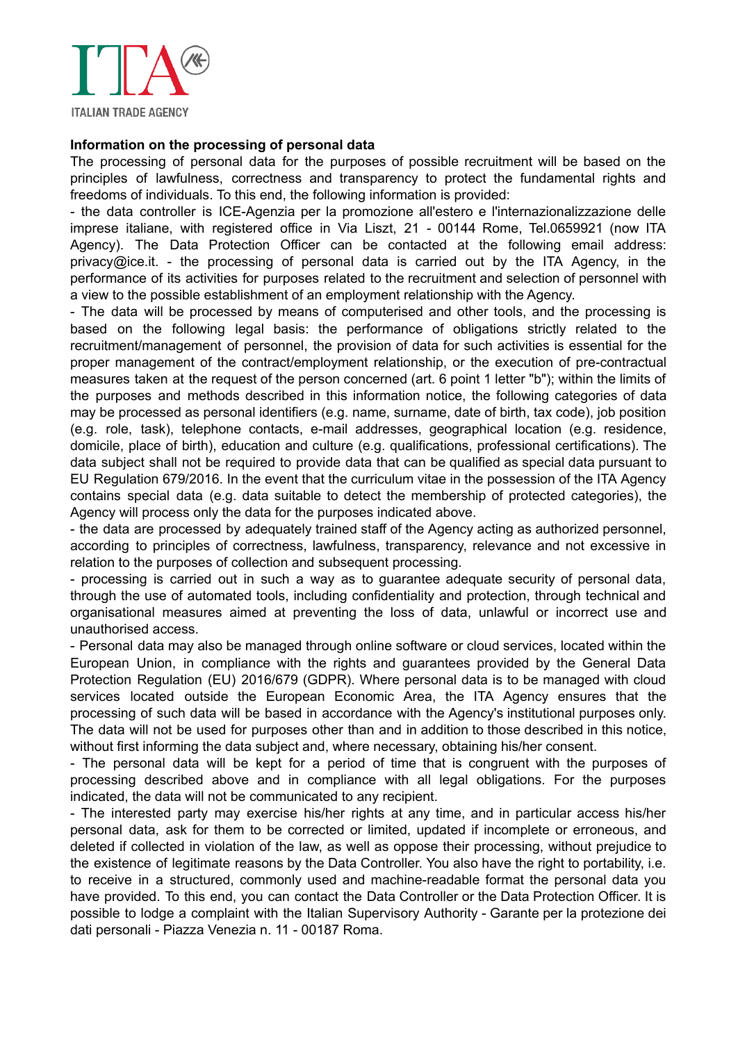ITALIAN TRADE AGENCY

**Information on the processing of personal data**

The processing of personal data for the purposes of possible recruitment will be based on the principles of lawfulness, correctness and transparency to protect the fundamental rights and freedoms of individuals. To this end, the following information is provided:

- the data controller is ICE-Agenzia per la promozione all'estero e l'internazionalizzazione delle imprese italiane, with registered office in Via Liszt, 21 - 00144 Rome, Tel.0659921 (now ITA Agency). The Data Protection Officer can be contacted at the following email address: privacy@ice.it. - the processing of personal data is carried out by the ITA Agency, in the performance of its activities for purposes related to the recruitment and selection of personnel with a view to the possible establishment of an employment relationship with the Agency.
- The data will be processed by means of computerised and other tools, and the processing is based on the following legal basis: the performance of obligations strictly related to the recruitment/management of personnel, the provision of data for such activities is essential for the proper management of the contract/employment relationship, or the execution of pre-contractual measures taken at the request of the person concerned (art. 6 point 1 letter "b"); within the limits of the purposes and methods described in this information notice, the following categories of data may be processed as personal identifiers (e.g. name, surname, date of birth, tax code), job position (e.g. role, task), telephone contacts, e-mail addresses, geographical location (e.g. residence, domicile, place of birth), education and culture (e.g. qualifications, professional certifications). The data subject shall not be required to provide data that can be qualified as special data pursuant to EU Regulation 679/2016. In the event that the curriculum vitae in the possession of the ITA Agency contains special data (e.g. data suitable to detect the membership of protected categories), the Agency will process only the data for the purposes indicated above.
- the data are processed by adequately trained staff of the Agency acting as authorized personnel, according to principles of correctness, lawfulness, transparency, relevance and not excessive in relation to the purposes of collection and subsequent processing.
- processing is carried out in such a way as to guarantee adequate security of personal data, through the use of automated tools, including confidentiality and protection, through technical and organisational measures aimed at preventing the loss of data, unlawful or incorrect use and unauthorised access.
- Personal data may also be managed through online software or cloud services, located within the European Union, in compliance with the rights and guarantees provided by the General Data Protection Regulation (EU) 2016/679 (GDPR). Where personal data is to be managed with cloud services located outside the European Economic Area, the ITA Agency ensures that the processing of such data will be based in accordance with the Agency's institutional purposes only. The data will not be used for purposes other than and in addition to those described in this notice, without first informing the data subject and, where necessary, obtaining his/her consent.
- The personal data will be kept for a period of time that is congruent with the purposes of processing described above and in compliance with all legal obligations. For the purposes indicated, the data will not be communicated to any recipient.
- The interested party may exercise his/her rights at any time, and in particular access his/her personal data, ask for them to be corrected or limited, updated if incomplete or erroneous, and deleted if collected in violation of the law, as well as oppose their processing, without prejudice to the existence of legitimate reasons by the Data Controller. You also have the right to portability, i.e. to receive in a structured, commonly used and machine-readable format the personal data you have provided. To this end, you can contact the Data Controller or the Data Protection Officer. It is possible to lodge a complaint with the Italian Supervisory Authority - Garante per la protezione dei dati personali - Piazza Venezia n. 11 - 00187 Roma.